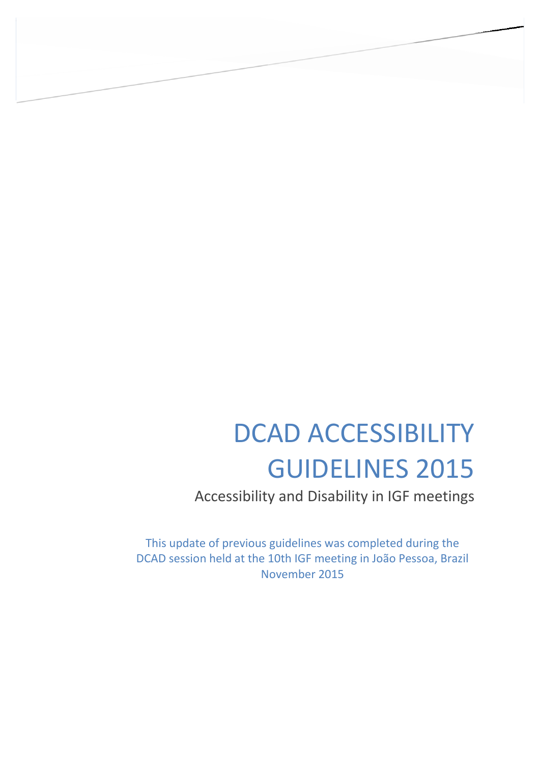# DCAD ACCESSIBILITY GUIDELINES 2015

## Accessibility and Disability in IGF meetings

This update of previous guidelines was completed during the DCAD session held at the 10th IGF meeting in João Pessoa, Brazil November 2015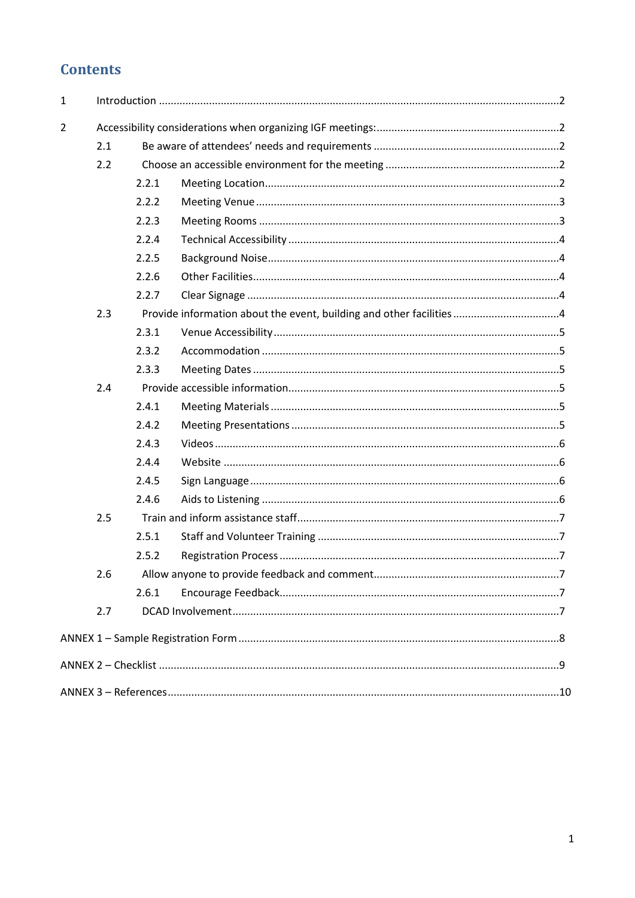# Contents

1 Introduction ....................................................................................................................2

2 Accessibility considerations when organizing IGF meetings:.............................................................2

- 2.1 Be aware of attendees' needs and requirements ..............................................................2
- 2.2 Choose an accessible environment for the meeting ..........................................................2
  - 2.2.1 Meeting Location..................................................................................2
  - 2.2.2 Meeting Venue .....................................................................................3
  - 2.2.3 Meeting Rooms ....................................................................................3
  - 2.2.4 Technical Accessibility ..........................................................................4
  - 2.2.5 Background Noise.................................................................................4
  - 2.2.6 Other Facilities......................................................................................4
  - 2.2.7 Clear Signage ........................................................................................4
- 2.3 Provide information about the event, building and other facilities ....................................4
  - 2.3.1 Venue Accessibility ...............................................................................5
  - 2.3.2 Accommodation ...................................................................................5
  - 2.3.3 Meeting Dates ......................................................................................5
- 2.4 Provide accessible information..........................................................................................5
  - 2.4.1 Meeting Materials ................................................................................5
  - 2.4.2 Meeting Presentations .........................................................................5
  - 2.4.3 Videos ..................................................................................................6
  - 2.4.4 Website ...............................................................................................6
  - 2.4.5 Sign Language .......................................................................................6
  - 2.4.6 Aids to Listening ...................................................................................6
- 2.5 Train and inform assistance staff........................................................................................7
  - 2.5.1 Staff and Volunteer Training .................................................................7
  - 2.5.2 Registration Process .............................................................................7
- 2.6 Allow anyone to provide feedback and comment..............................................................7
  - 2.6.1 Encourage Feedback.............................................................................7
- 2.7 DCAD Involvement.............................................................................................................7

ANNEX 1 – Sample Registration Form ...........................................................................................8

ANNEX 2 – Checklist ......................................................................................................................9

ANNEX 3 – References...................................................................................................................10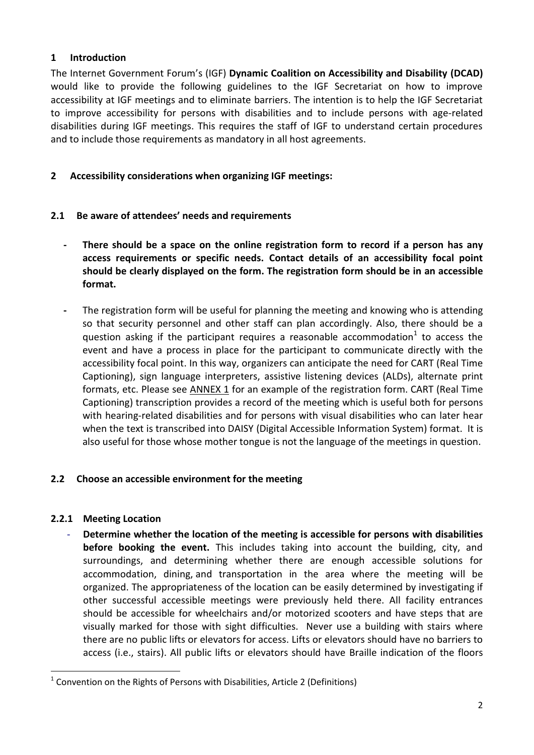## 1 Introduction

The Internet Government Forum's (IGF) **Dynamic Coalition on Accessibility and Disability (DCAD)** would like to provide the following guidelines to the IGF Secretariat on how to improve accessibility at IGF meetings and to eliminate barriers. The intention is to help the IGF Secretariat to improve accessibility for persons with disabilities and to include persons with age-related disabilities during IGF meetings. This requires the staff of IGF to understand certain procedures and to include those requirements as mandatory in all host agreements.

## 2 Accessibility considerations when organizing IGF meetings:

### 2.1 Be aware of attendees' needs and requirements

- **There should be a space on the online registration form to record if a person has any access requirements or specific needs. Contact details of an accessibility focal point should be clearly displayed on the form. The registration form should be in an accessible format.**
- The registration form will be useful for planning the meeting and knowing who is attending so that security personnel and other staff can plan accordingly. Also, there should be a question asking if the participant requires a reasonable accommodation[1] to access the event and have a process in place for the participant to communicate directly with the accessibility focal point. In this way, organizers can anticipate the need for CART (Real Time Captioning), sign language interpreters, assistive listening devices (ALDs), alternate print formats, etc. Please see ANNEX 1 for an example of the registration form. CART (Real Time Captioning) transcription provides a record of the meeting which is useful both for persons with hearing-related disabilities and for persons with visual disabilities who can later hear when the text is transcribed into DAISY (Digital Accessible Information System) format. It is also useful for those whose mother tongue is not the language of the meetings in question.

### 2.2 Choose an accessible environment for the meeting

#### 2.2.1 Meeting Location

- **Determine whether the location of the meeting is accessible for persons with disabilities before booking the event.** This includes taking into account the building, city, and surroundings, and determining whether there are enough accessible solutions for accommodation, dining, and transportation in the area where the meeting will be organized. The appropriateness of the location can be easily determined by investigating if other successful accessible meetings were previously held there. All facility entrances should be accessible for wheelchairs and/or motorized scooters and have steps that are visually marked for those with sight difficulties. Never use a building with stairs where there are no public lifts or elevators for access. Lifts or elevators should have no barriers to access (i.e., stairs). All public lifts or elevators should have Braille indication of the floors

[1] Convention on the Rights of Persons with Disabilities, Article 2 (Definitions)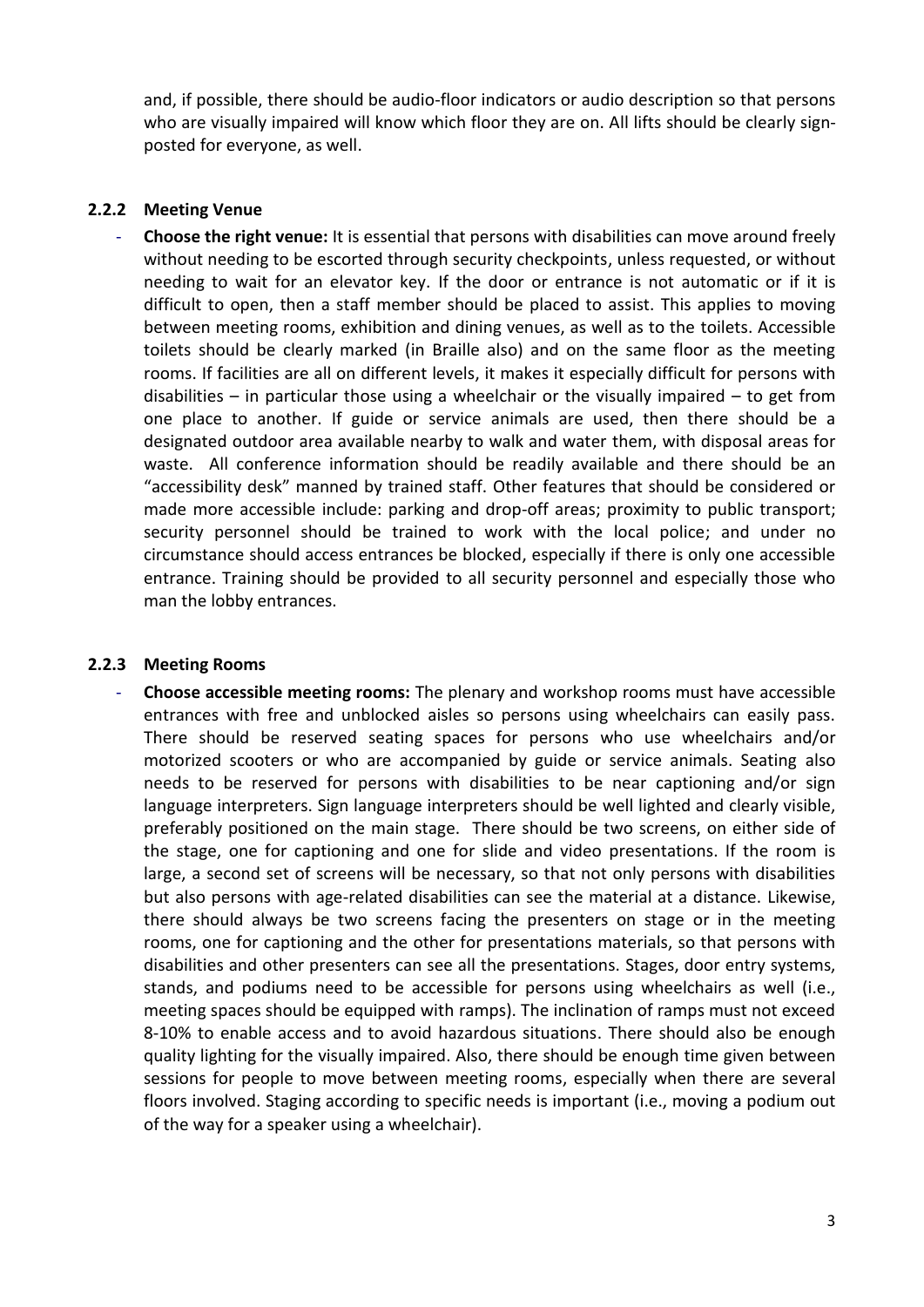and, if possible, there should be audio-floor indicators or audio description so that persons who are visually impaired will know which floor they are on. All lifts should be clearly sign-posted for everyone, as well.

### 2.2.2 Meeting Venue

- **Choose the right venue:** It is essential that persons with disabilities can move around freely without needing to be escorted through security checkpoints, unless requested, or without needing to wait for an elevator key. If the door or entrance is not automatic or if it is difficult to open, then a staff member should be placed to assist. This applies to moving between meeting rooms, exhibition and dining venues, as well as to the toilets. Accessible toilets should be clearly marked (in Braille also) and on the same floor as the meeting rooms. If facilities are all on different levels, it makes it especially difficult for persons with disabilities – in particular those using a wheelchair or the visually impaired – to get from one place to another. If guide or service animals are used, then there should be a designated outdoor area available nearby to walk and water them, with disposal areas for waste. All conference information should be readily available and there should be an "accessibility desk" manned by trained staff. Other features that should be considered or made more accessible include: parking and drop-off areas; proximity to public transport; security personnel should be trained to work with the local police; and under no circumstance should access entrances be blocked, especially if there is only one accessible entrance. Training should be provided to all security personnel and especially those who man the lobby entrances.

### 2.2.3 Meeting Rooms

- **Choose accessible meeting rooms:** The plenary and workshop rooms must have accessible entrances with free and unblocked aisles so persons using wheelchairs can easily pass. There should be reserved seating spaces for persons who use wheelchairs and/or motorized scooters or who are accompanied by guide or service animals. Seating also needs to be reserved for persons with disabilities to be near captioning and/or sign language interpreters. Sign language interpreters should be well lighted and clearly visible, preferably positioned on the main stage. There should be two screens, on either side of the stage, one for captioning and one for slide and video presentations. If the room is large, a second set of screens will be necessary, so that not only persons with disabilities but also persons with age-related disabilities can see the material at a distance. Likewise, there should always be two screens facing the presenters on stage or in the meeting rooms, one for captioning and the other for presentations materials, so that persons with disabilities and other presenters can see all the presentations. Stages, door entry systems, stands, and podiums need to be accessible for persons using wheelchairs as well (i.e., meeting spaces should be equipped with ramps). The inclination of ramps must not exceed 8-10% to enable access and to avoid hazardous situations. There should also be enough quality lighting for the visually impaired. Also, there should be enough time given between sessions for people to move between meeting rooms, especially when there are several floors involved. Staging according to specific needs is important (i.e., moving a podium out of the way for a speaker using a wheelchair).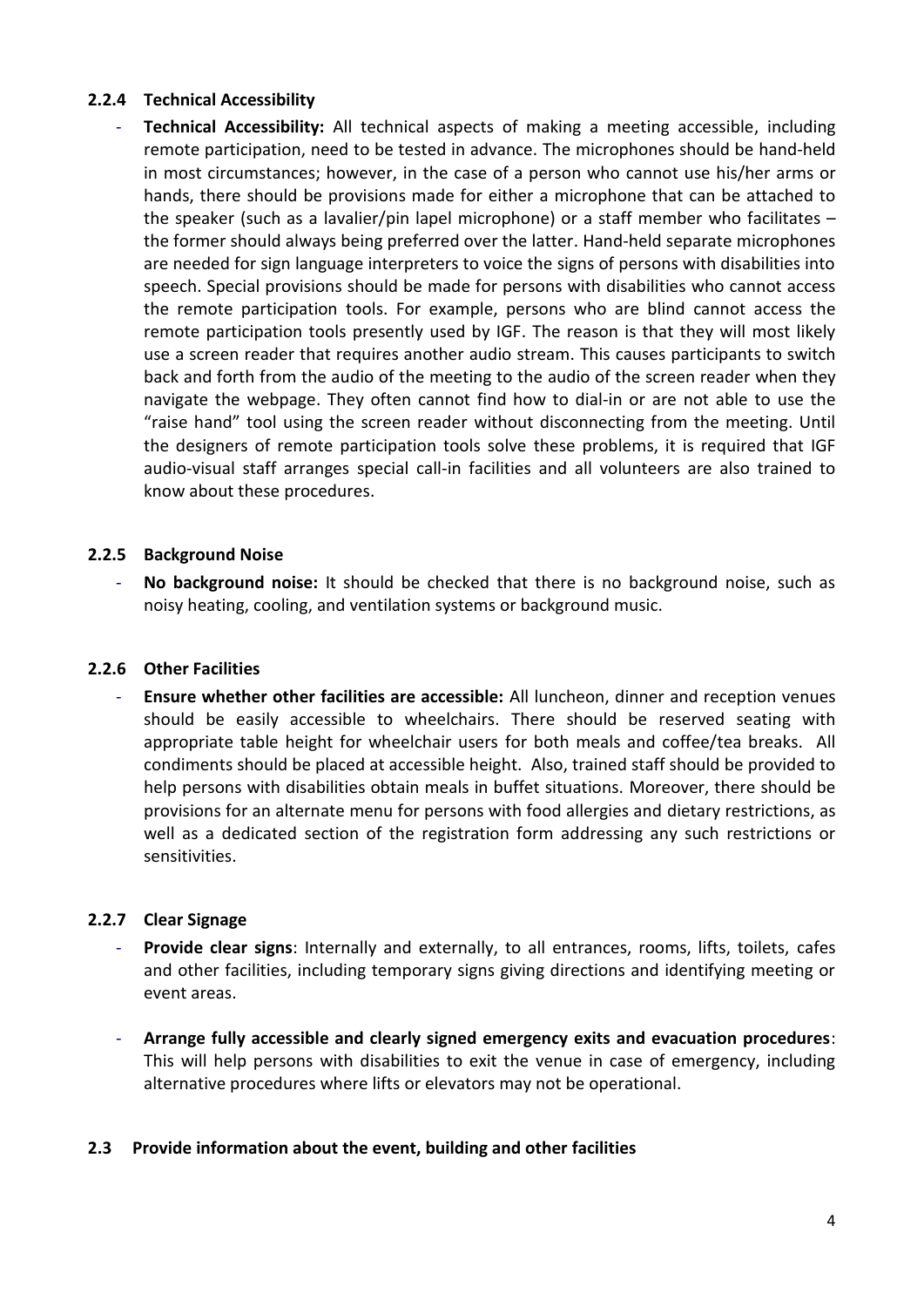#### 2.2.4 Technical Accessibility

- **Technical Accessibility:** All technical aspects of making a meeting accessible, including remote participation, need to be tested in advance. The microphones should be hand-held in most circumstances; however, in the case of a person who cannot use his/her arms or hands, there should be provisions made for either a microphone that can be attached to the speaker (such as a lavalier/pin lapel microphone) or a staff member who facilitates – the former should always being preferred over the latter. Hand-held separate microphones are needed for sign language interpreters to voice the signs of persons with disabilities into speech. Special provisions should be made for persons with disabilities who cannot access the remote participation tools. For example, persons who are blind cannot access the remote participation tools presently used by IGF. The reason is that they will most likely use a screen reader that requires another audio stream. This causes participants to switch back and forth from the audio of the meeting to the audio of the screen reader when they navigate the webpage. They often cannot find how to dial-in or are not able to use the "raise hand" tool using the screen reader without disconnecting from the meeting. Until the designers of remote participation tools solve these problems, it is required that IGF audio-visual staff arranges special call-in facilities and all volunteers are also trained to know about these procedures.

#### 2.2.5 Background Noise

- **No background noise:** It should be checked that there is no background noise, such as noisy heating, cooling, and ventilation systems or background music.

#### 2.2.6 Other Facilities

- **Ensure whether other facilities are accessible:** All luncheon, dinner and reception venues should be easily accessible to wheelchairs. There should be reserved seating with appropriate table height for wheelchair users for both meals and coffee/tea breaks. All condiments should be placed at accessible height. Also, trained staff should be provided to help persons with disabilities obtain meals in buffet situations. Moreover, there should be provisions for an alternate menu for persons with food allergies and dietary restrictions, as well as a dedicated section of the registration form addressing any such restrictions or sensitivities.

#### 2.2.7 Clear Signage

- **Provide clear signs**: Internally and externally, to all entrances, rooms, lifts, toilets, cafes and other facilities, including temporary signs giving directions and identifying meeting or event areas.

- **Arrange fully accessible and clearly signed emergency exits and evacuation procedures**: This will help persons with disabilities to exit the venue in case of emergency, including alternative procedures where lifts or elevators may not be operational.

### 2.3 Provide information about the event, building and other facilities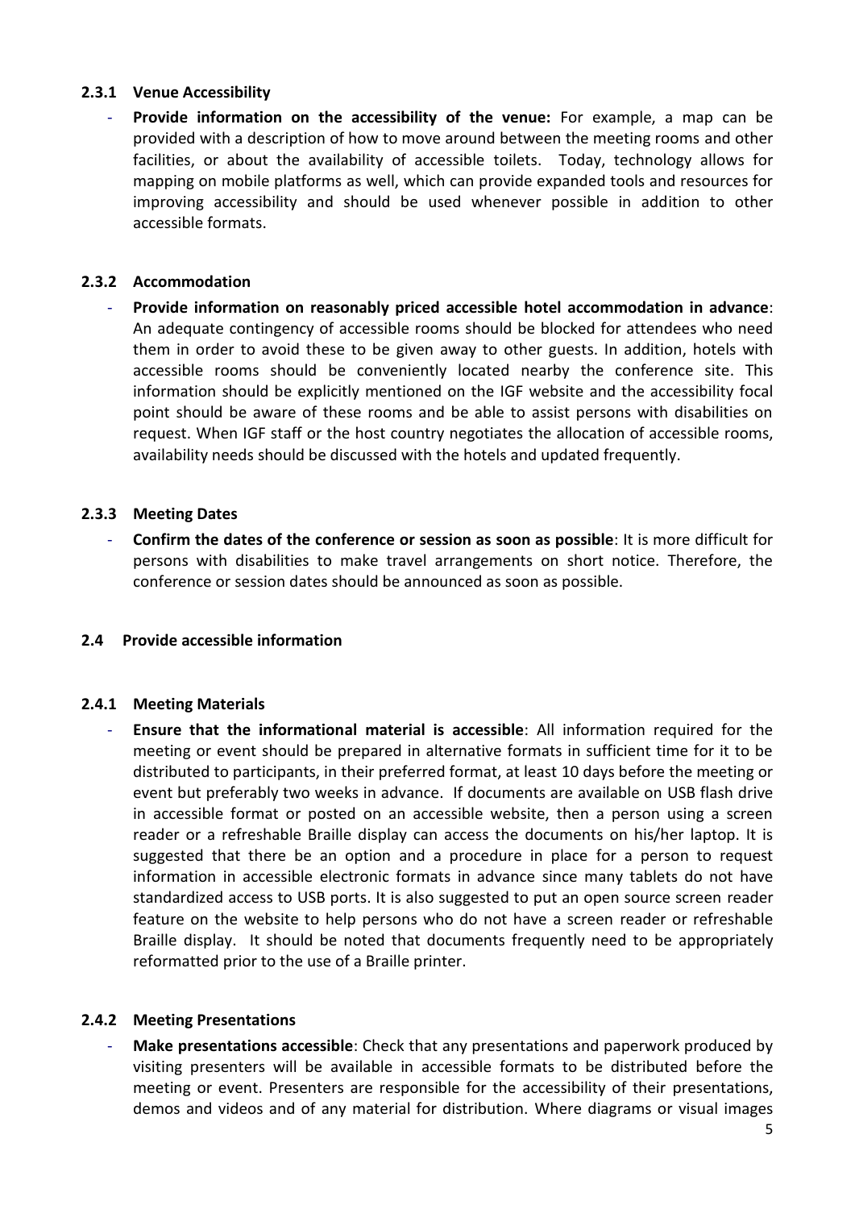### 2.3.1 Venue Accessibility

- **Provide information on the accessibility of the venue:** For example, a map can be provided with a description of how to move around between the meeting rooms and other facilities, or about the availability of accessible toilets. Today, technology allows for mapping on mobile platforms as well, which can provide expanded tools and resources for improving accessibility and should be used whenever possible in addition to other accessible formats.

### 2.3.2 Accommodation

- **Provide information on reasonably priced accessible hotel accommodation in advance**: An adequate contingency of accessible rooms should be blocked for attendees who need them in order to avoid these to be given away to other guests. In addition, hotels with accessible rooms should be conveniently located nearby the conference site. This information should be explicitly mentioned on the IGF website and the accessibility focal point should be aware of these rooms and be able to assist persons with disabilities on request. When IGF staff or the host country negotiates the allocation of accessible rooms, availability needs should be discussed with the hotels and updated frequently.

### 2.3.3 Meeting Dates

- **Confirm the dates of the conference or session as soon as possible**: It is more difficult for persons with disabilities to make travel arrangements on short notice. Therefore, the conference or session dates should be announced as soon as possible.

## 2.4 Provide accessible information

### 2.4.1 Meeting Materials

- **Ensure that the informational material is accessible**: All information required for the meeting or event should be prepared in alternative formats in sufficient time for it to be distributed to participants, in their preferred format, at least 10 days before the meeting or event but preferably two weeks in advance. If documents are available on USB flash drive in accessible format or posted on an accessible website, then a person using a screen reader or a refreshable Braille display can access the documents on his/her laptop. It is suggested that there be an option and a procedure in place for a person to request information in accessible electronic formats in advance since many tablets do not have standardized access to USB ports. It is also suggested to put an open source screen reader feature on the website to help persons who do not have a screen reader or refreshable Braille display. It should be noted that documents frequently need to be appropriately reformatted prior to the use of a Braille printer.

### 2.4.2 Meeting Presentations

- **Make presentations accessible**: Check that any presentations and paperwork produced by visiting presenters will be available in accessible formats to be distributed before the meeting or event. Presenters are responsible for the accessibility of their presentations, demos and videos and of any material for distribution. Where diagrams or visual images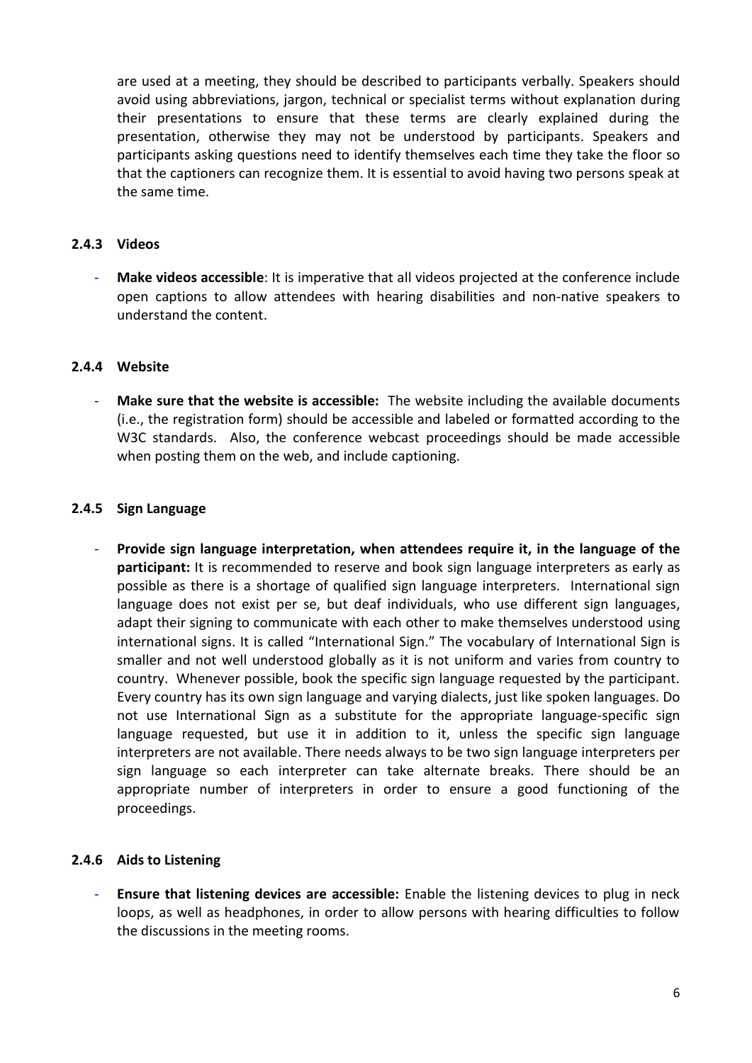are used at a meeting, they should be described to participants verbally. Speakers should avoid using abbreviations, jargon, technical or specialist terms without explanation during their presentations to ensure that these terms are clearly explained during the presentation, otherwise they may not be understood by participants. Speakers and participants asking questions need to identify themselves each time they take the floor so that the captioners can recognize them. It is essential to avoid having two persons speak at the same time.

#### 2.4.3 Videos

- **Make videos accessible**: It is imperative that all videos projected at the conference include open captions to allow attendees with hearing disabilities and non-native speakers to understand the content.

#### 2.4.4 Website

- **Make sure that the website is accessible:** The website including the available documents (i.e., the registration form) should be accessible and labeled or formatted according to the W3C standards. Also, the conference webcast proceedings should be made accessible when posting them on the web, and include captioning.

#### 2.4.5 Sign Language

- **Provide sign language interpretation, when attendees require it, in the language of the participant:** It is recommended to reserve and book sign language interpreters as early as possible as there is a shortage of qualified sign language interpreters. International sign language does not exist per se, but deaf individuals, who use different sign languages, adapt their signing to communicate with each other to make themselves understood using international signs. It is called "International Sign." The vocabulary of International Sign is smaller and not well understood globally as it is not uniform and varies from country to country. Whenever possible, book the specific sign language requested by the participant. Every country has its own sign language and varying dialects, just like spoken languages. Do not use International Sign as a substitute for the appropriate language-specific sign language requested, but use it in addition to it, unless the specific sign language interpreters are not available. There needs always to be two sign language interpreters per sign language so each interpreter can take alternate breaks. There should be an appropriate number of interpreters in order to ensure a good functioning of the proceedings.

#### 2.4.6 Aids to Listening

- **Ensure that listening devices are accessible:** Enable the listening devices to plug in neck loops, as well as headphones, in order to allow persons with hearing difficulties to follow the discussions in the meeting rooms.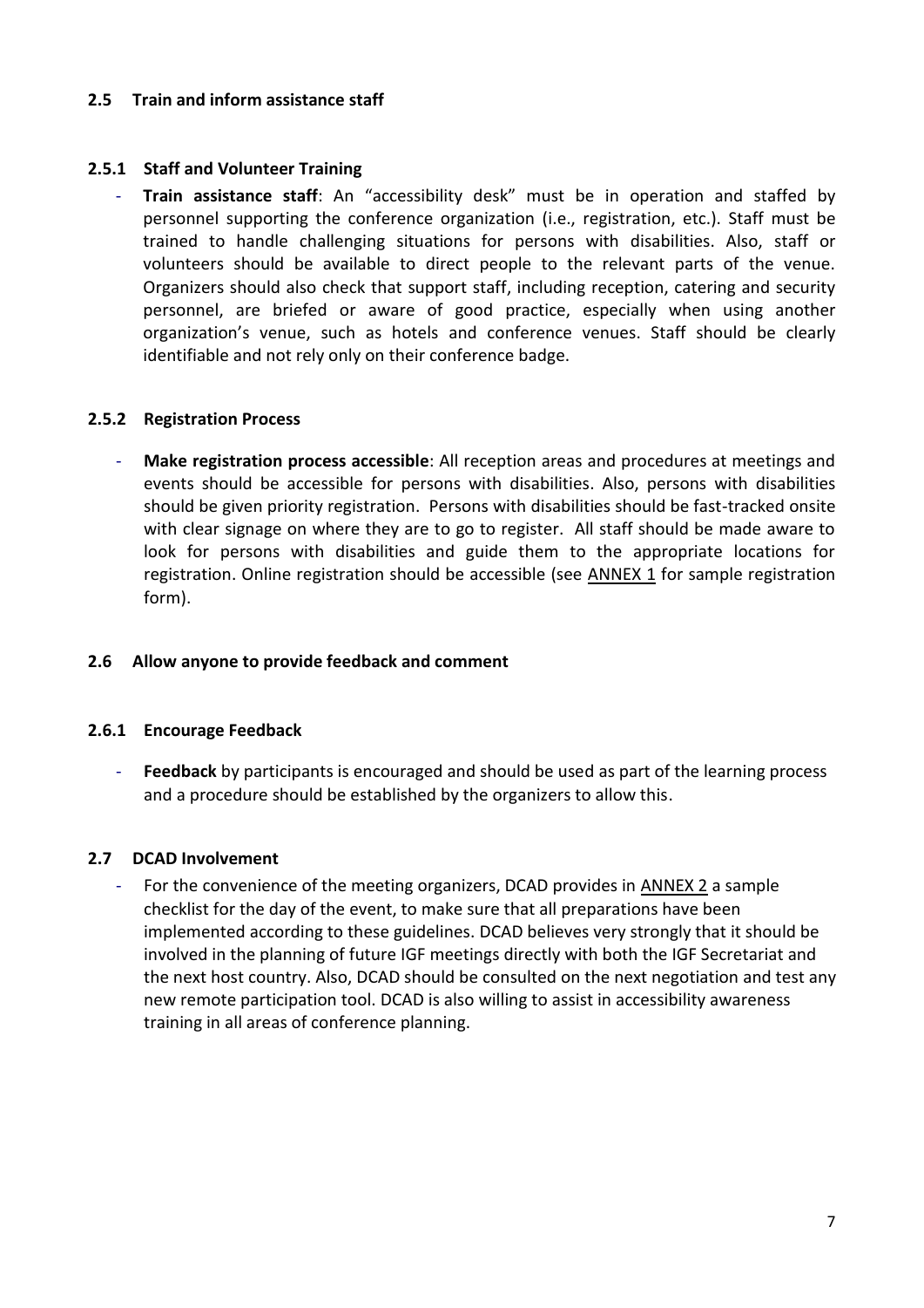## 2.5 Train and inform assistance staff

### 2.5.1 Staff and Volunteer Training

- **Train assistance staff**: An "accessibility desk" must be in operation and staffed by personnel supporting the conference organization (i.e., registration, etc.). Staff must be trained to handle challenging situations for persons with disabilities. Also, staff or volunteers should be available to direct people to the relevant parts of the venue. Organizers should also check that support staff, including reception, catering and security personnel, are briefed or aware of good practice, especially when using another organization's venue, such as hotels and conference venues. Staff should be clearly identifiable and not rely only on their conference badge.

### 2.5.2 Registration Process

- **Make registration process accessible**: All reception areas and procedures at meetings and events should be accessible for persons with disabilities. Also, persons with disabilities should be given priority registration. Persons with disabilities should be fast-tracked onsite with clear signage on where they are to go to register. All staff should be made aware to look for persons with disabilities and guide them to the appropriate locations for registration. Online registration should be accessible (see ANNEX 1 for sample registration form).

## 2.6 Allow anyone to provide feedback and comment

### 2.6.1 Encourage Feedback

- **Feedback** by participants is encouraged and should be used as part of the learning process and a procedure should be established by the organizers to allow this.

## 2.7 DCAD Involvement

- For the convenience of the meeting organizers, DCAD provides in ANNEX 2 a sample checklist for the day of the event, to make sure that all preparations have been implemented according to these guidelines. DCAD believes very strongly that it should be involved in the planning of future IGF meetings directly with both the IGF Secretariat and the next host country. Also, DCAD should be consulted on the next negotiation and test any new remote participation tool. DCAD is also willing to assist in accessibility awareness training in all areas of conference planning.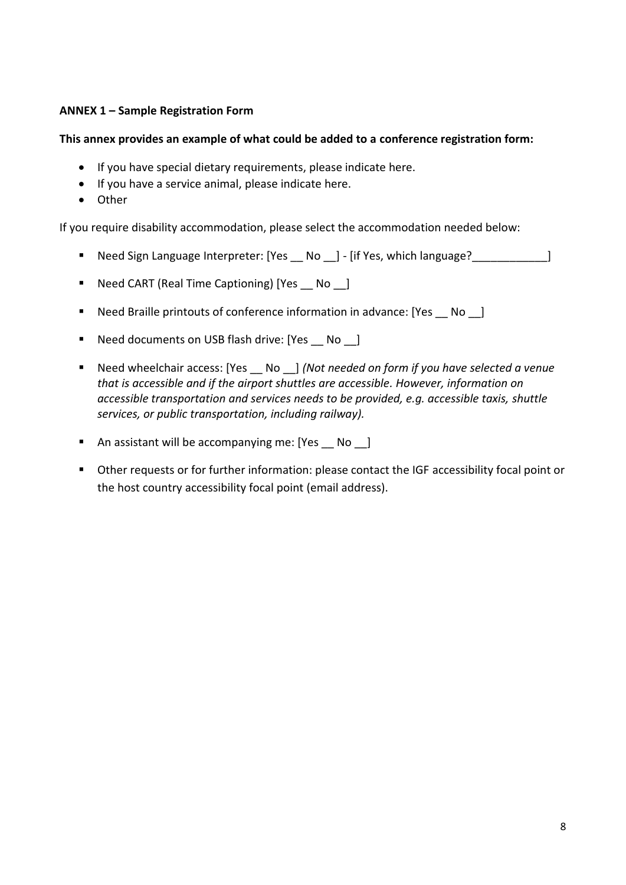**ANNEX 1 – Sample Registration Form**

**This annex provides an example of what could be added to a conference registration form:**

- If you have special dietary requirements, please indicate here.
- If you have a service animal, please indicate here.
- Other

If you require disability accommodation, please select the accommodation needed below:

- Need Sign Language Interpreter: [Yes __ No __] - [if Yes, which language?____________]
- Need CART (Real Time Captioning) [Yes __ No __]
- Need Braille printouts of conference information in advance: [Yes __ No __]
- Need documents on USB flash drive: [Yes __ No __]
- Need wheelchair access: [Yes __ No __] *(Not needed on form if you have selected a venue that is accessible and if the airport shuttles are accessible. However, information on accessible transportation and services needs to be provided, e.g. accessible taxis, shuttle services, or public transportation, including railway).*
- An assistant will be accompanying me: [Yes __ No __]
- Other requests or for further information: please contact the IGF accessibility focal point or the host country accessibility focal point (email address).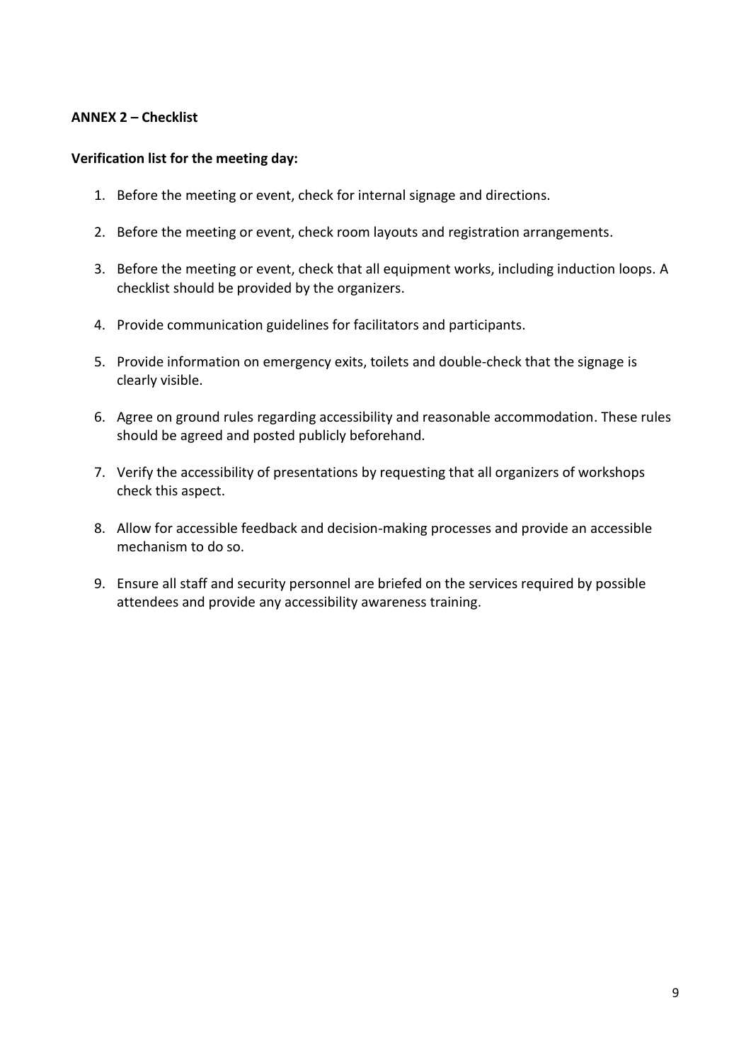**ANNEX 2 – Checklist**

**Verification list for the meeting day:**

1. Before the meeting or event, check for internal signage and directions.
2. Before the meeting or event, check room layouts and registration arrangements.
3. Before the meeting or event, check that all equipment works, including induction loops. A checklist should be provided by the organizers.
4. Provide communication guidelines for facilitators and participants.
5. Provide information on emergency exits, toilets and double-check that the signage is clearly visible.
6. Agree on ground rules regarding accessibility and reasonable accommodation. These rules should be agreed and posted publicly beforehand.
7. Verify the accessibility of presentations by requesting that all organizers of workshops check this aspect.
8. Allow for accessible feedback and decision-making processes and provide an accessible mechanism to do so.
9. Ensure all staff and security personnel are briefed on the services required by possible attendees and provide any accessibility awareness training.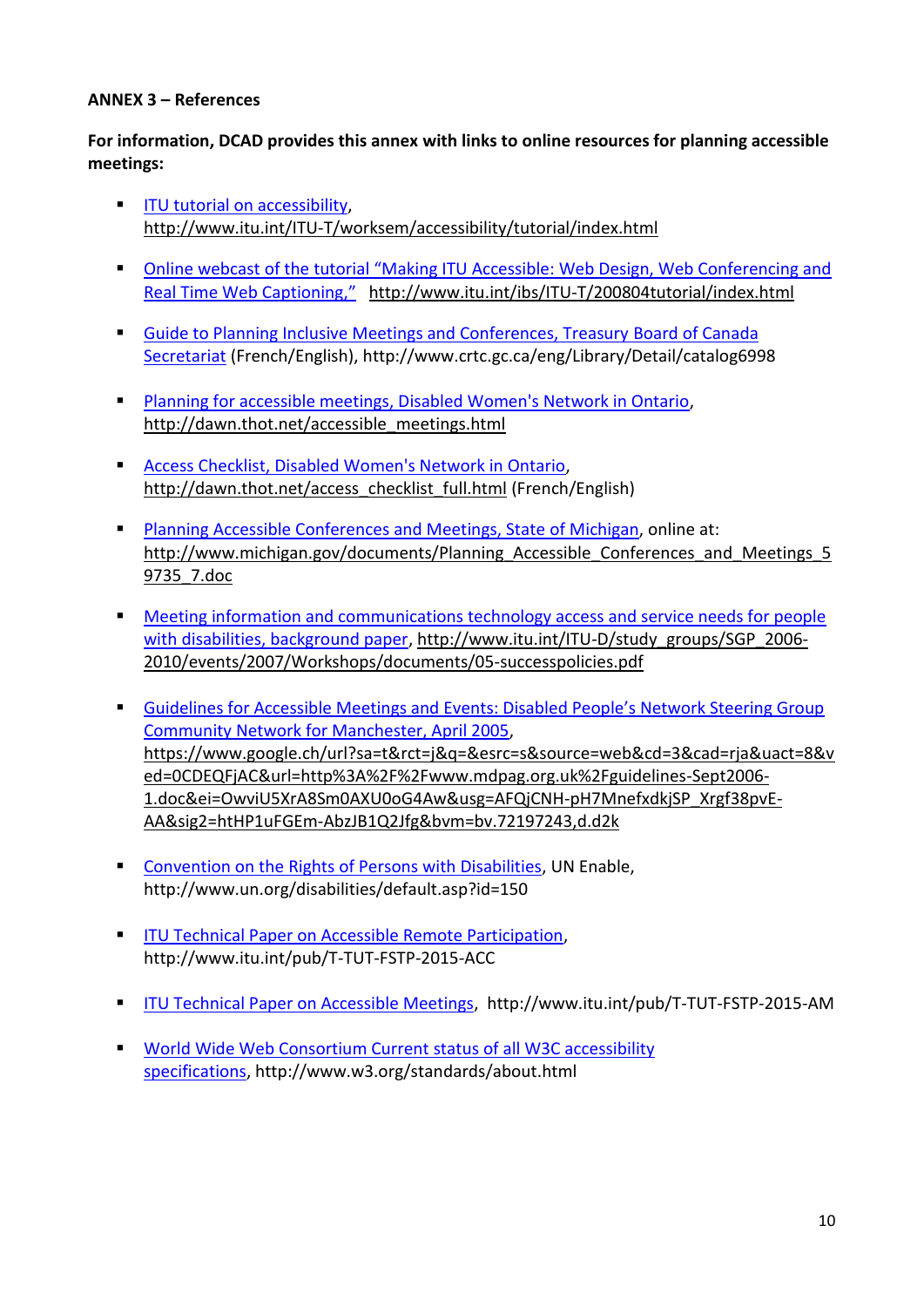**ANNEX 3 – References**

**For information, DCAD provides this annex with links to online resources for planning accessible meetings:**

- ITU tutorial on accessibility, http://www.itu.int/ITU-T/worksem/accessibility/tutorial/index.html
- Online webcast of the tutorial "Making ITU Accessible: Web Design, Web Conferencing and Real Time Web Captioning," http://www.itu.int/ibs/ITU-T/200804tutorial/index.html
- Guide to Planning Inclusive Meetings and Conferences, Treasury Board of Canada Secretariat (French/English), http://www.crtc.gc.ca/eng/Library/Detail/catalog6998
- Planning for accessible meetings, Disabled Women's Network in Ontario, http://dawn.thot.net/accessible_meetings.html
- Access Checklist, Disabled Women's Network in Ontario, http://dawn.thot.net/access_checklist_full.html (French/English)
- Planning Accessible Conferences and Meetings, State of Michigan, online at: http://www.michigan.gov/documents/Planning_Accessible_Conferences_and_Meetings_59735_7.doc
- Meeting information and communications technology access and service needs for people with disabilities, background paper, http://www.itu.int/ITU-D/study_groups/SGP_2006-2010/events/2007/Workshops/documents/05-successpolicies.pdf
- Guidelines for Accessible Meetings and Events: Disabled People's Network Steering Group Community Network for Manchester, April 2005, https://www.google.ch/url?sa=t&rct=j&q=&esrc=s&source=web&cd=3&cad=rja&uact=8&ved=0CDEQFjAC&url=http%3A%2F%2Fwww.mdpag.org.uk%2Fguidelines-Sept2006-1.doc&ei=OwviU5XrA8Sm0AXU0oG4Aw&usg=AFQjCNH-pH7MnefxdkjSP_Xrgf38pvE-AA&sig2=htHP1uFGEm-AbzJB1Q2Jfg&bvm=bv.72197243,d.d2k
- Convention on the Rights of Persons with Disabilities, UN Enable, http://www.un.org/disabilities/default.asp?id=150
- ITU Technical Paper on Accessible Remote Participation, http://www.itu.int/pub/T-TUT-FSTP-2015-ACC
- ITU Technical Paper on Accessible Meetings, http://www.itu.int/pub/T-TUT-FSTP-2015-AM
- World Wide Web Consortium Current status of all W3C accessibility specifications, http://www.w3.org/standards/about.html